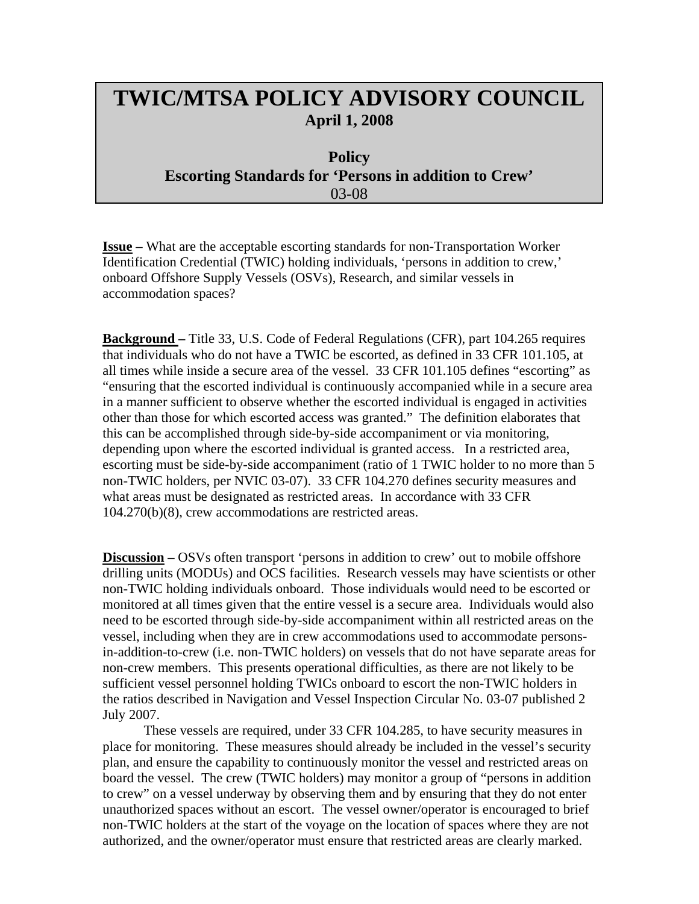# TWIC/MTSA POLICY ADVISORY COUNCIL

**April 1, 2008**

**Policy**

**Escorting Standards for 'Persons in addition to Crew'**

03-08

**Issue** – What are the acceptable escorting standards for non-Transportation Worker Identification Credential (TWIC) holding individuals, 'persons in addition to crew,' onboard Offshore Supply Vessels (OSVs), Research, and similar vessels in accommodation spaces?

**Background** – Title 33, U.S. Code of Federal Regulations (CFR), part 104.265 requires that individuals who do not have a TWIC be escorted, as defined in 33 CFR 101.105, at all times while inside a secure area of the vessel. 33 CFR 101.105 defines "escorting" as "ensuring that the escorted individual is continuously accompanied while in a secure area in a manner sufficient to observe whether the escorted individual is engaged in activities other than those for which escorted access was granted." The definition elaborates that this can be accomplished through side-by-side accompaniment or via monitoring, depending upon where the escorted individual is granted access. In a restricted area, escorting must be side-by-side accompaniment (ratio of 1 TWIC holder to no more than 5 non-TWIC holders, per NVIC 03-07). 33 CFR 104.270 defines security measures and what areas must be designated as restricted areas. In accordance with 33 CFR 104.270(b)(8), crew accommodations are restricted areas.

**Discussion** – OSVs often transport 'persons in addition to crew' out to mobile offshore drilling units (MODUs) and OCS facilities. Research vessels may have scientists or other non-TWIC holding individuals onboard. Those individuals would need to be escorted or monitored at all times given that the entire vessel is a secure area. Individuals would also need to be escorted through side-by-side accompaniment within all restricted areas on the vessel, including when they are in crew accommodations used to accommodate persons-in-addition-to-crew (i.e. non-TWIC holders) on vessels that do not have separate areas for non-crew members. This presents operational difficulties, as there are not likely to be sufficient vessel personnel holding TWICs onboard to escort the non-TWIC holders in the ratios described in Navigation and Vessel Inspection Circular No. 03-07 published 2 July 2007.

These vessels are required, under 33 CFR 104.285, to have security measures in place for monitoring. These measures should already be included in the vessel's security plan, and ensure the capability to continuously monitor the vessel and restricted areas on board the vessel. The crew (TWIC holders) may monitor a group of "persons in addition to crew" on a vessel underway by observing them and by ensuring that they do not enter unauthorized spaces without an escort. The vessel owner/operator is encouraged to brief non-TWIC holders at the start of the voyage on the location of spaces where they are not authorized, and the owner/operator must ensure that restricted areas are clearly marked.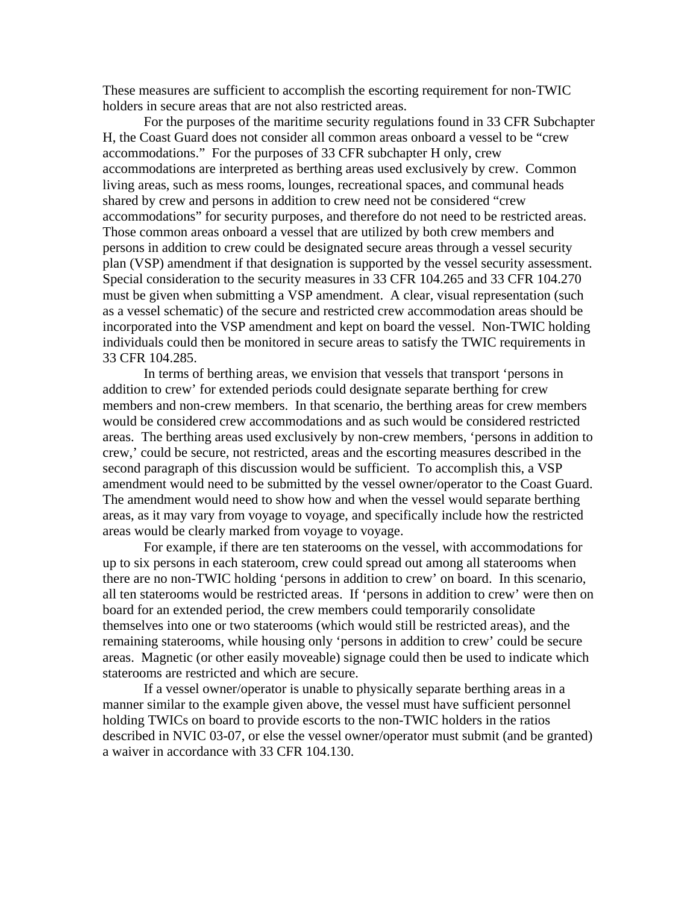These measures are sufficient to accomplish the escorting requirement for non-TWIC holders in secure areas that are not also restricted areas.

For the purposes of the maritime security regulations found in 33 CFR Subchapter H, the Coast Guard does not consider all common areas onboard a vessel to be "crew accommodations." For the purposes of 33 CFR subchapter H only, crew accommodations are interpreted as berthing areas used exclusively by crew. Common living areas, such as mess rooms, lounges, recreational spaces, and communal heads shared by crew and persons in addition to crew need not be considered "crew accommodations" for security purposes, and therefore do not need to be restricted areas. Those common areas onboard a vessel that are utilized by both crew members and persons in addition to crew could be designated secure areas through a vessel security plan (VSP) amendment if that designation is supported by the vessel security assessment. Special consideration to the security measures in 33 CFR 104.265 and 33 CFR 104.270 must be given when submitting a VSP amendment. A clear, visual representation (such as a vessel schematic) of the secure and restricted crew accommodation areas should be incorporated into the VSP amendment and kept on board the vessel. Non-TWIC holding individuals could then be monitored in secure areas to satisfy the TWIC requirements in 33 CFR 104.285.

In terms of berthing areas, we envision that vessels that transport 'persons in addition to crew' for extended periods could designate separate berthing for crew members and non-crew members. In that scenario, the berthing areas for crew members would be considered crew accommodations and as such would be considered restricted areas. The berthing areas used exclusively by non-crew members, 'persons in addition to crew,' could be secure, not restricted, areas and the escorting measures described in the second paragraph of this discussion would be sufficient. To accomplish this, a VSP amendment would need to be submitted by the vessel owner/operator to the Coast Guard. The amendment would need to show how and when the vessel would separate berthing areas, as it may vary from voyage to voyage, and specifically include how the restricted areas would be clearly marked from voyage to voyage.

For example, if there are ten staterooms on the vessel, with accommodations for up to six persons in each stateroom, crew could spread out among all staterooms when there are no non-TWIC holding 'persons in addition to crew' on board. In this scenario, all ten staterooms would be restricted areas. If 'persons in addition to crew' were then on board for an extended period, the crew members could temporarily consolidate themselves into one or two staterooms (which would still be restricted areas), and the remaining staterooms, while housing only 'persons in addition to crew' could be secure areas. Magnetic (or other easily moveable) signage could then be used to indicate which staterooms are restricted and which are secure.

If a vessel owner/operator is unable to physically separate berthing areas in a manner similar to the example given above, the vessel must have sufficient personnel holding TWICs on board to provide escorts to the non-TWIC holders in the ratios described in NVIC 03-07, or else the vessel owner/operator must submit (and be granted) a waiver in accordance with 33 CFR 104.130.